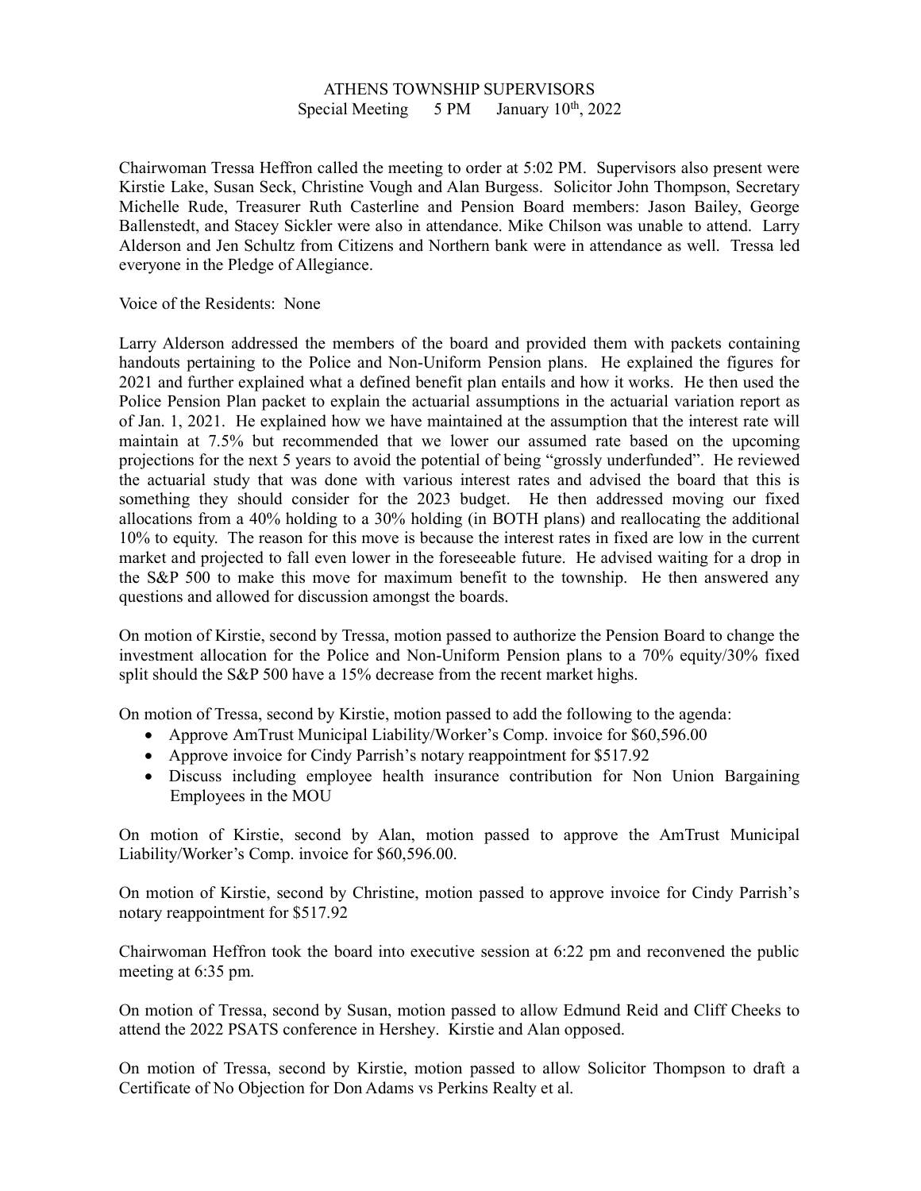# ATHENS TOWNSHIP SUPERVISORS

Special Meeting  5 PM  January 10th, 2022

Chairwoman Tressa Heffron called the meeting to order at 5:02 PM. Supervisors also present were Kirstie Lake, Susan Seck, Christine Vough and Alan Burgess. Solicitor John Thompson, Secretary Michelle Rude, Treasurer Ruth Casterline and Pension Board members: Jason Bailey, George Ballenstedt, and Stacey Sickler were also in attendance. Mike Chilson was unable to attend. Larry Alderson and Jen Schultz from Citizens and Northern bank were in attendance as well. Tressa led everyone in the Pledge of Allegiance.

Voice of the Residents: None

Larry Alderson addressed the members of the board and provided them with packets containing handouts pertaining to the Police and Non-Uniform Pension plans. He explained the figures for 2021 and further explained what a defined benefit plan entails and how it works. He then used the Police Pension Plan packet to explain the actuarial assumptions in the actuarial variation report as of Jan. 1, 2021. He explained how we have maintained at the assumption that the interest rate will maintain at 7.5% but recommended that we lower our assumed rate based on the upcoming projections for the next 5 years to avoid the potential of being "grossly underfunded". He reviewed the actuarial study that was done with various interest rates and advised the board that this is something they should consider for the 2023 budget. He then addressed moving our fixed allocations from a 40% holding to a 30% holding (in BOTH plans) and reallocating the additional 10% to equity. The reason for this move is because the interest rates in fixed are low in the current market and projected to fall even lower in the foreseeable future. He advised waiting for a drop in the S&P 500 to make this move for maximum benefit to the township. He then answered any questions and allowed for discussion amongst the boards.

On motion of Kirstie, second by Tressa, motion passed to authorize the Pension Board to change the investment allocation for the Police and Non-Uniform Pension plans to a 70% equity/30% fixed split should the S&P 500 have a 15% decrease from the recent market highs.

On motion of Tressa, second by Kirstie, motion passed to add the following to the agenda:

- Approve AmTrust Municipal Liability/Worker's Comp. invoice for $60,596.00
- Approve invoice for Cindy Parrish's notary reappointment for $517.92
- Discuss including employee health insurance contribution for Non Union Bargaining Employees in the MOU

On motion of Kirstie, second by Alan, motion passed to approve the AmTrust Municipal Liability/Worker's Comp. invoice for $60,596.00.

On motion of Kirstie, second by Christine, motion passed to approve invoice for Cindy Parrish's notary reappointment for $517.92

Chairwoman Heffron took the board into executive session at 6:22 pm and reconvened the public meeting at 6:35 pm.

On motion of Tressa, second by Susan, motion passed to allow Edmund Reid and Cliff Cheeks to attend the 2022 PSATS conference in Hershey. Kirstie and Alan opposed.

On motion of Tressa, second by Kirstie, motion passed to allow Solicitor Thompson to draft a Certificate of No Objection for Don Adams vs Perkins Realty et al.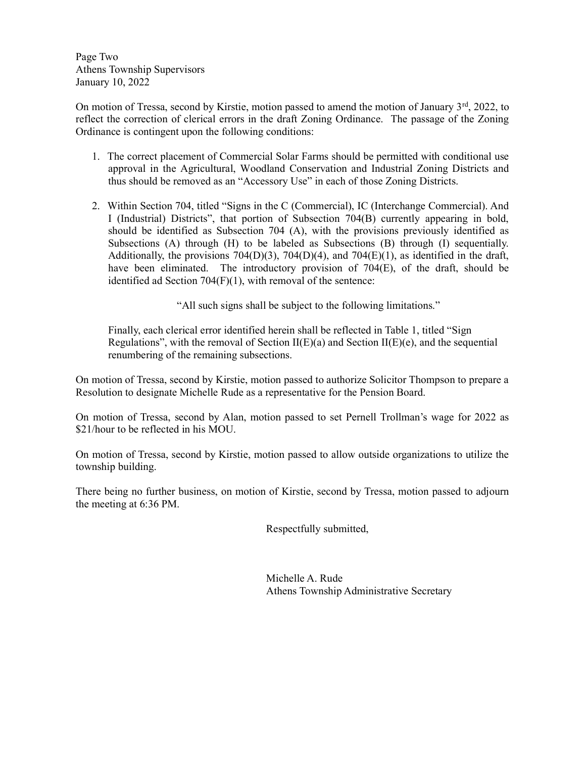On motion of Tressa, second by Kirstie, motion passed to amend the motion of January 3rd, 2022, to reflect the correction of clerical errors in the draft Zoning Ordinance. The passage of the Zoning Ordinance is contingent upon the following conditions:

1. The correct placement of Commercial Solar Farms should be permitted with conditional use approval in the Agricultural, Woodland Conservation and Industrial Zoning Districts and thus should be removed as an "Accessory Use" in each of those Zoning Districts.

2. Within Section 704, titled "Signs in the C (Commercial), IC (Interchange Commercial). And I (Industrial) Districts", that portion of Subsection 704(B) currently appearing in bold, should be identified as Subsection 704 (A), with the provisions previously identified as Subsections (A) through (H) to be labeled as Subsections (B) through (I) sequentially. Additionally, the provisions 704(D)(3), 704(D)(4), and 704(E)(1), as identified in the draft, have been eliminated. The introductory provision of 704(E), of the draft, should be identified ad Section 704(F)(1), with removal of the sentence:

   "All such signs shall be subject to the following limitations."

   Finally, each clerical error identified herein shall be reflected in Table 1, titled "Sign Regulations", with the removal of Section II(E)(a) and Section II(E)(e), and the sequential renumbering of the remaining subsections.

On motion of Tressa, second by Kirstie, motion passed to authorize Solicitor Thompson to prepare a Resolution to designate Michelle Rude as a representative for the Pension Board.

On motion of Tressa, second by Alan, motion passed to set Pernell Trollman's wage for 2022 as $21/hour to be reflected in his MOU.

On motion of Tressa, second by Kirstie, motion passed to allow outside organizations to utilize the township building.

There being no further business, on motion of Kirstie, second by Tressa, motion passed to adjourn the meeting at 6:36 PM.

Respectfully submitted,

Michelle A. Rude
Athens Township Administrative Secretary